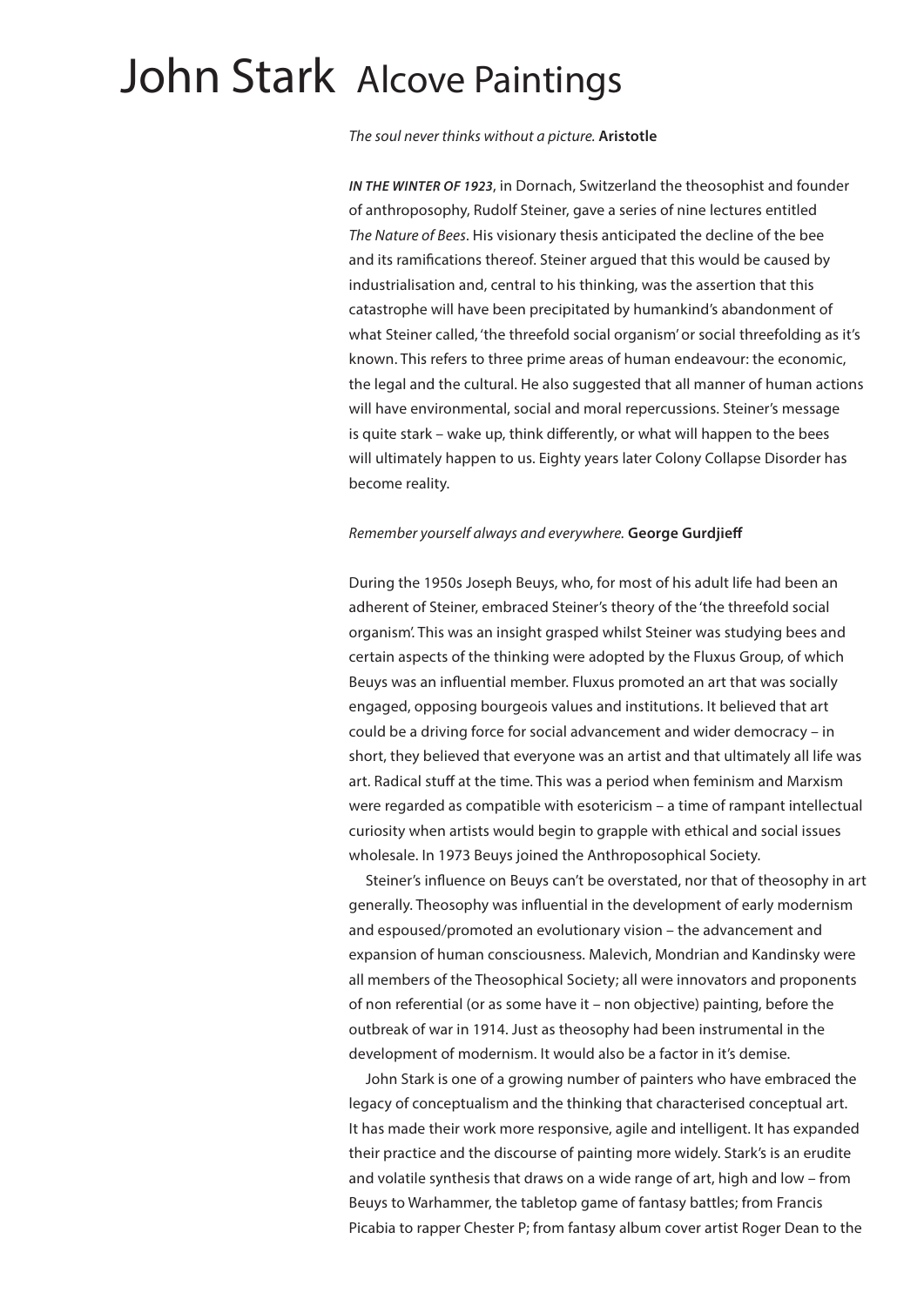# John Stark Alcove Paintings

*The soul never thinks without a picture.* **Aristotle**

***IN THE WINTER OF 1923***, in Dornach, Switzerland the theosophist and founder of anthroposophy, Rudolf Steiner, gave a series of nine lectures entitled *The Nature of Bees*. His visionary thesis anticipated the decline of the bee and its ramifications thereof. Steiner argued that this would be caused by industrialisation and, central to his thinking, was the assertion that this catastrophe will have been precipitated by humankind's abandonment of what Steiner called, 'the threefold social organism' or social threefolding as it's known. This refers to three prime areas of human endeavour: the economic, the legal and the cultural. He also suggested that all manner of human actions will have environmental, social and moral repercussions. Steiner's message is quite stark – wake up, think differently, or what will happen to the bees will ultimately happen to us. Eighty years later Colony Collapse Disorder has become reality.

*Remember yourself always and everywhere.* **George Gurdjieff**

During the 1950s Joseph Beuys, who, for most of his adult life had been an adherent of Steiner, embraced Steiner's theory of the 'the threefold social organism'. This was an insight grasped whilst Steiner was studying bees and certain aspects of the thinking were adopted by the Fluxus Group, of which Beuys was an influential member. Fluxus promoted an art that was socially engaged, opposing bourgeois values and institutions. It believed that art could be a driving force for social advancement and wider democracy – in short, they believed that everyone was an artist and that ultimately all life was art. Radical stuff at the time. This was a period when feminism and Marxism were regarded as compatible with esotericism – a time of rampant intellectual curiosity when artists would begin to grapple with ethical and social issues wholesale. In 1973 Beuys joined the Anthroposophical Society.

Steiner's influence on Beuys can't be overstated, nor that of theosophy in art generally. Theosophy was influential in the development of early modernism and espoused/promoted an evolutionary vision – the advancement and expansion of human consciousness. Malevich, Mondrian and Kandinsky were all members of the Theosophical Society; all were innovators and proponents of non referential (or as some have it – non objective) painting, before the outbreak of war in 1914. Just as theosophy had been instrumental in the development of modernism. It would also be a factor in it's demise.

John Stark is one of a growing number of painters who have embraced the legacy of conceptualism and the thinking that characterised conceptual art. It has made their work more responsive, agile and intelligent. It has expanded their practice and the discourse of painting more widely. Stark's is an erudite and volatile synthesis that draws on a wide range of art, high and low – from Beuys to Warhammer, the tabletop game of fantasy battles; from Francis Picabia to rapper Chester P; from fantasy album cover artist Roger Dean to the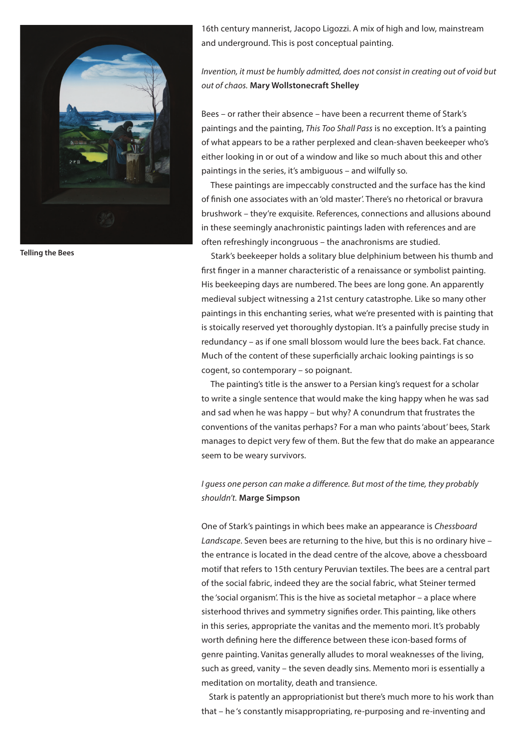Telling the Bees

16th century mannerist, Jacopo Ligozzi. A mix of high and low, mainstream and underground. This is post conceptual painting.

*Invention, it must be humbly admitted, does not consist in creating out of void but out of chaos.* **Mary Wollstonecraft Shelley**

Bees – or rather their absence – have been a recurrent theme of Stark's paintings and the painting, *This Too Shall Pass* is no exception. It's a painting of what appears to be a rather perplexed and clean-shaven beekeeper who's either looking in or out of a window and like so much about this and other paintings in the series, it's ambiguous – and wilfully so.

These paintings are impeccably constructed and the surface has the kind of finish one associates with an 'old master'. There's no rhetorical or bravura brushwork – they're exquisite. References, connections and allusions abound in these seemingly anachronistic paintings laden with references and are often refreshingly incongruous – the anachronisms are studied.

Stark's beekeeper holds a solitary blue delphinium between his thumb and first finger in a manner characteristic of a renaissance or symbolist painting. His beekeeping days are numbered. The bees are long gone. An apparently medieval subject witnessing a 21st century catastrophe. Like so many other paintings in this enchanting series, what we're presented with is painting that is stoically reserved yet thoroughly dystopian. It's a painfully precise study in redundancy – as if one small blossom would lure the bees back. Fat chance. Much of the content of these superficially archaic looking paintings is so cogent, so contemporary – so poignant.

The painting's title is the answer to a Persian king's request for a scholar to write a single sentence that would make the king happy when he was sad and sad when he was happy – but why? A conundrum that frustrates the conventions of the vanitas perhaps? For a man who paints 'about' bees, Stark manages to depict very few of them. But the few that do make an appearance seem to be weary survivors.

*I guess one person can make a difference. But most of the time, they probably shouldn't.* **Marge Simpson**

One of Stark's paintings in which bees make an appearance is *Chessboard Landscape*. Seven bees are returning to the hive, but this is no ordinary hive – the entrance is located in the dead centre of the alcove, above a chessboard motif that refers to 15th century Peruvian textiles. The bees are a central part of the social fabric, indeed they are the social fabric, what Steiner termed the 'social organism'. This is the hive as societal metaphor – a place where sisterhood thrives and symmetry signifies order. This painting, like others in this series, appropriate the vanitas and the memento mori. It's probably worth defining here the difference between these icon-based forms of genre painting. Vanitas generally alludes to moral weaknesses of the living, such as greed, vanity – the seven deadly sins. Memento mori is essentially a meditation on mortality, death and transience.

Stark is patently an appropriationist but there's much more to his work than that – he 's constantly misappropriating, re-purposing and re-inventing and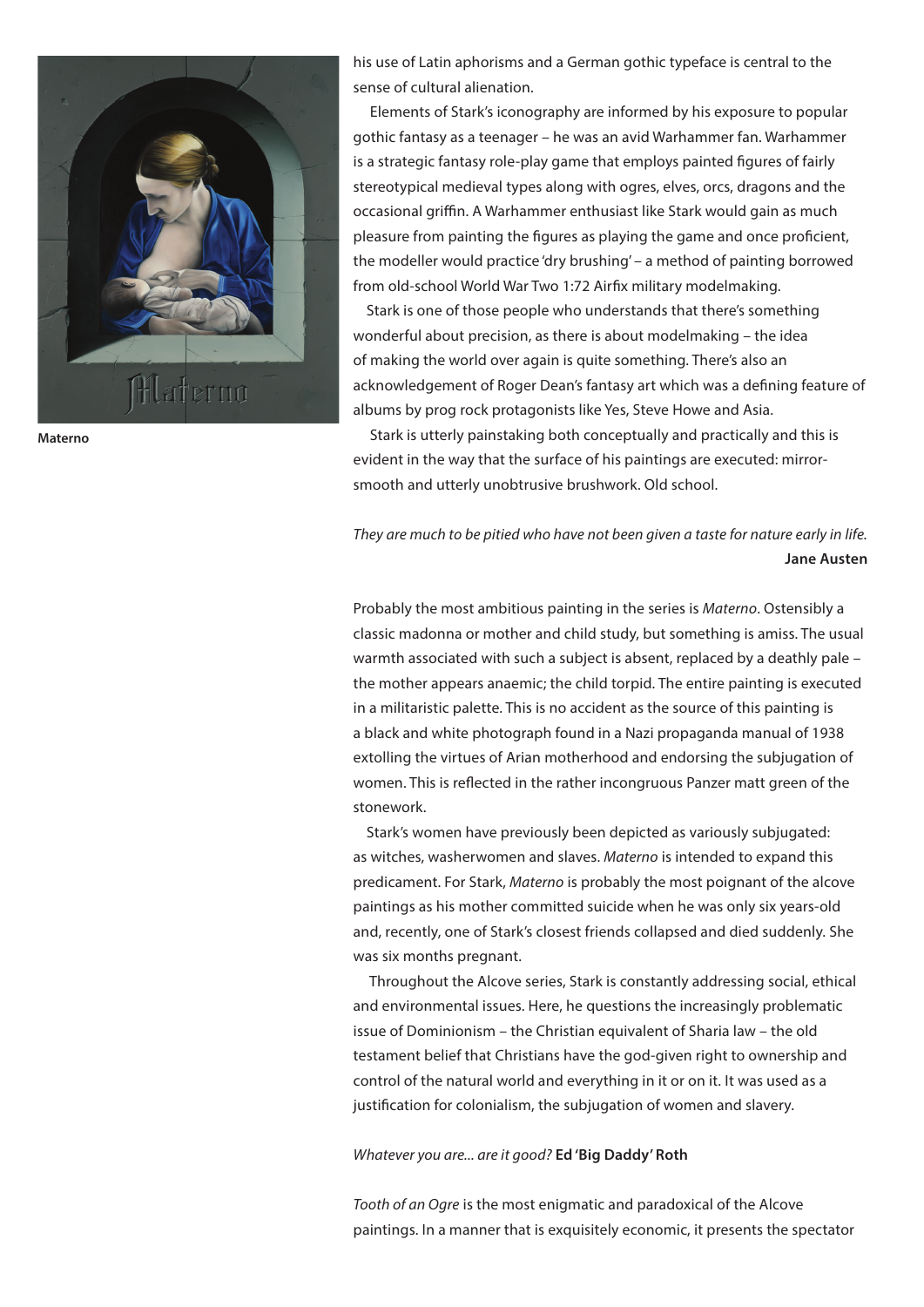his use of Latin aphorisms and a German gothic typeface is central to the sense of cultural alienation.

Elements of Stark's iconography are informed by his exposure to popular gothic fantasy as a teenager – he was an avid Warhammer fan. Warhammer is a strategic fantasy role-play game that employs painted figures of fairly stereotypical medieval types along with ogres, elves, orcs, dragons and the occasional griffin. A Warhammer enthusiast like Stark would gain as much pleasure from painting the figures as playing the game and once proficient, the modeller would practice 'dry brushing' – a method of painting borrowed from old-school World War Two 1:72 Airfix military modelmaking.

Stark is one of those people who understands that there's something wonderful about precision, as there is about modelmaking – the idea of making the world over again is quite something. There's also an acknowledgement of Roger Dean's fantasy art which was a defining feature of albums by prog rock protagonists like Yes, Steve Howe and Asia.

Stark is utterly painstaking both conceptually and practically and this is evident in the way that the surface of his paintings are executed: mirror-smooth and utterly unobtrusive brushwork. Old school.

**Materno**

*They are much to be pitied who have not been given a taste for nature early in life.* **Jane Austen**

Probably the most ambitious painting in the series is *Materno*. Ostensibly a classic madonna or mother and child study, but something is amiss. The usual warmth associated with such a subject is absent, replaced by a deathly pale – the mother appears anaemic; the child torpid. The entire painting is executed in a militaristic palette. This is no accident as the source of this painting is a black and white photograph found in a Nazi propaganda manual of 1938 extolling the virtues of Arian motherhood and endorsing the subjugation of women. This is reflected in the rather incongruous Panzer matt green of the stonework.

Stark's women have previously been depicted as variously subjugated: as witches, washerwomen and slaves. *Materno* is intended to expand this predicament. For Stark, *Materno* is probably the most poignant of the alcove paintings as his mother committed suicide when he was only six years-old and, recently, one of Stark's closest friends collapsed and died suddenly. She was six months pregnant.

Throughout the Alcove series, Stark is constantly addressing social, ethical and environmental issues. Here, he questions the increasingly problematic issue of Dominionism – the Christian equivalent of Sharia law – the old testament belief that Christians have the god-given right to ownership and control of the natural world and everything in it or on it. It was used as a justification for colonialism, the subjugation of women and slavery.

*Whatever you are... are it good?* **Ed 'Big Daddy' Roth**

*Tooth of an Ogre* is the most enigmatic and paradoxical of the Alcove paintings. In a manner that is exquisitely economic, it presents the spectator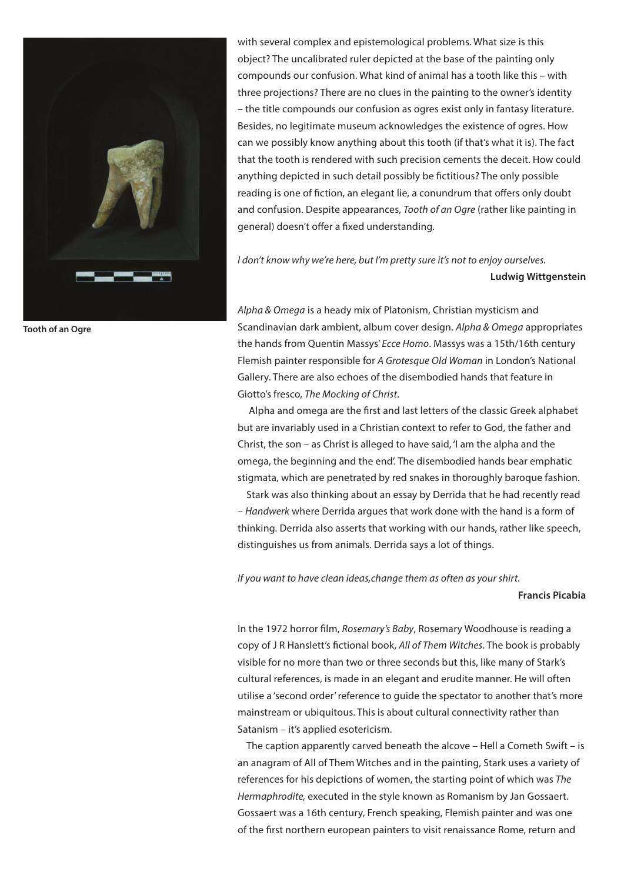Tooth of an Ogre

with several complex and epistemological problems. What size is this object? The uncalibrated ruler depicted at the base of the painting only compounds our confusion. What kind of animal has a tooth like this – with three projections? There are no clues in the painting to the owner's identity – the title compounds our confusion as ogres exist only in fantasy literature. Besides, no legitimate museum acknowledges the existence of ogres. How can we possibly know anything about this tooth (if that's what it is). The fact that the tooth is rendered with such precision cements the deceit. How could anything depicted in such detail possibly be fictitious? The only possible reading is one of fiction, an elegant lie, a conundrum that offers only doubt and confusion. Despite appearances, *Tooth of an Ogre* (rather like painting in general) doesn't offer a fixed understanding.

*I don't know why we're here, but I'm pretty sure it's not to enjoy ourselves.*

**Ludwig Wittgenstein**

*Alpha & Omega* is a heady mix of Platonism, Christian mysticism and Scandinavian dark ambient, album cover design. *Alpha & Omega* appropriates the hands from Quentin Massys' *Ecce Homo*. Massys was a 15th/16th century Flemish painter responsible for *A Grotesque Old Woman* in London's National Gallery. There are also echoes of the disembodied hands that feature in Giotto's fresco, *The Mocking of Christ*.

Alpha and omega are the first and last letters of the classic Greek alphabet but are invariably used in a Christian context to refer to God, the father and Christ, the son – as Christ is alleged to have said, 'I am the alpha and the omega, the beginning and the end'. The disembodied hands bear emphatic stigmata, which are penetrated by red snakes in thoroughly baroque fashion.

Stark was also thinking about an essay by Derrida that he had recently read – *Handwerk* where Derrida argues that work done with the hand is a form of thinking. Derrida also asserts that working with our hands, rather like speech, distinguishes us from animals. Derrida says a lot of things.

*If you want to have clean ideas,change them as often as your shirt.*

**Francis Picabia**

In the 1972 horror film, *Rosemary's Baby*, Rosemary Woodhouse is reading a copy of J R Hanslett's fictional book, *All of Them Witches*. The book is probably visible for no more than two or three seconds but this, like many of Stark's cultural references, is made in an elegant and erudite manner. He will often utilise a 'second order' reference to guide the spectator to another that's more mainstream or ubiquitous. This is about cultural connectivity rather than Satanism – it's applied esotericism.

The caption apparently carved beneath the alcove – Hell a Cometh Swift – is an anagram of All of Them Witches and in the painting, Stark uses a variety of references for his depictions of women, the starting point of which was *The Hermaphrodite,* executed in the style known as Romanism by Jan Gossaert. Gossaert was a 16th century, French speaking, Flemish painter and was one of the first northern european painters to visit renaissance Rome, return and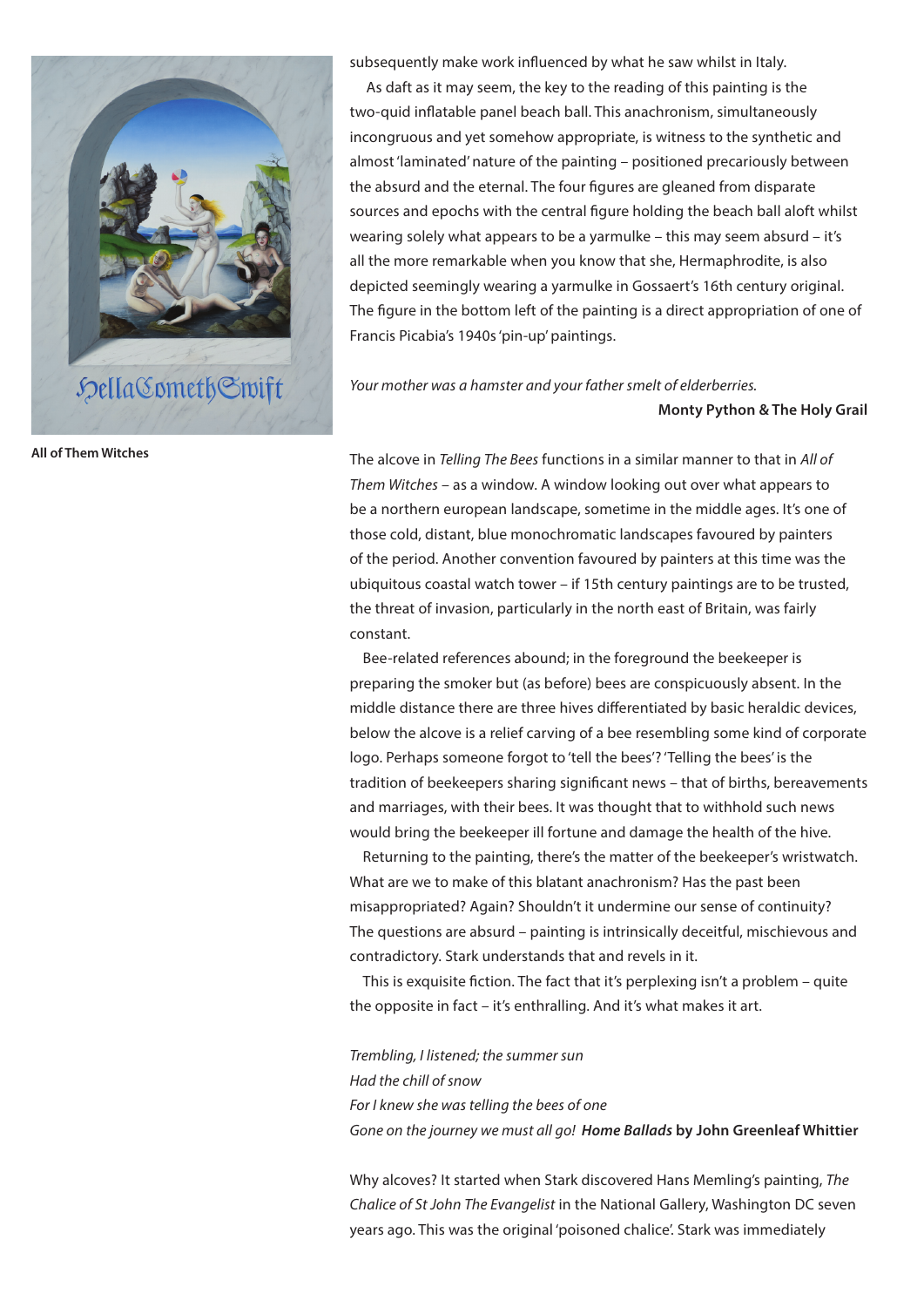All of Them Witches

subsequently make work influenced by what he saw whilst in Italy.

As daft as it may seem, the key to the reading of this painting is the two-quid inflatable panel beach ball. This anachronism, simultaneously incongruous and yet somehow appropriate, is witness to the synthetic and almost 'laminated' nature of the painting – positioned precariously between the absurd and the eternal. The four figures are gleaned from disparate sources and epochs with the central figure holding the beach ball aloft whilst wearing solely what appears to be a yarmulke – this may seem absurd – it's all the more remarkable when you know that she, Hermaphrodite, is also depicted seemingly wearing a yarmulke in Gossaert's 16th century original. The figure in the bottom left of the painting is a direct appropriation of one of Francis Picabia's 1940s 'pin-up' paintings.

*Your mother was a hamster and your father smelt of elderberries.*
**Monty Python & The Holy Grail**

The alcove in *Telling The Bees* functions in a similar manner to that in *All of Them Witches* – as a window. A window looking out over what appears to be a northern european landscape, sometime in the middle ages. It's one of those cold, distant, blue monochromatic landscapes favoured by painters of the period. Another convention favoured by painters at this time was the ubiquitous coastal watch tower – if 15th century paintings are to be trusted, the threat of invasion, particularly in the north east of Britain, was fairly constant.

Bee-related references abound; in the foreground the beekeeper is preparing the smoker but (as before) bees are conspicuously absent. In the middle distance there are three hives differentiated by basic heraldic devices, below the alcove is a relief carving of a bee resembling some kind of corporate logo. Perhaps someone forgot to 'tell the bees'? 'Telling the bees' is the tradition of beekeepers sharing significant news – that of births, bereavements and marriages, with their bees. It was thought that to withhold such news would bring the beekeeper ill fortune and damage the health of the hive.

Returning to the painting, there's the matter of the beekeeper's wristwatch. What are we to make of this blatant anachronism? Has the past been misappropriated? Again? Shouldn't it undermine our sense of continuity? The questions are absurd – painting is intrinsically deceitful, mischievous and contradictory. Stark understands that and revels in it.

This is exquisite fiction. The fact that it's perplexing isn't a problem – quite the opposite in fact – it's enthralling. And it's what makes it art.

*Trembling, I listened; the summer sun*
*Had the chill of snow*
*For I knew she was telling the bees of one*
*Gone on the journey we must all go!* ***Home Ballads*** **by John Greenleaf Whittier**

Why alcoves? It started when Stark discovered Hans Memling's painting, *The Chalice of St John The Evangelist* in the National Gallery, Washington DC seven years ago. This was the original 'poisoned chalice'. Stark was immediately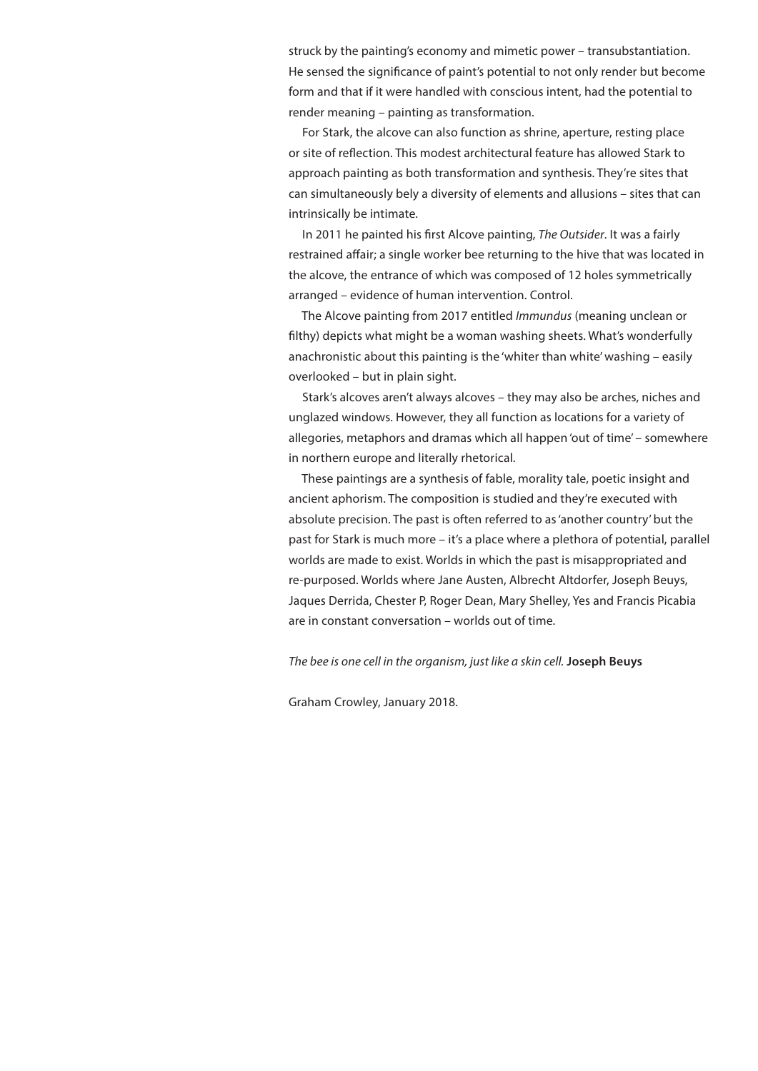struck by the painting's economy and mimetic power – transubstantiation. He sensed the significance of paint's potential to not only render but become form and that if it were handled with conscious intent, had the potential to render meaning – painting as transformation.

For Stark, the alcove can also function as shrine, aperture, resting place or site of reflection. This modest architectural feature has allowed Stark to approach painting as both transformation and synthesis. They're sites that can simultaneously bely a diversity of elements and allusions – sites that can intrinsically be intimate.

In 2011 he painted his first Alcove painting, *The Outsider*. It was a fairly restrained affair; a single worker bee returning to the hive that was located in the alcove, the entrance of which was composed of 12 holes symmetrically arranged – evidence of human intervention. Control.

The Alcove painting from 2017 entitled *Immundus* (meaning unclean or filthy) depicts what might be a woman washing sheets. What's wonderfully anachronistic about this painting is the 'whiter than white' washing – easily overlooked – but in plain sight.

Stark's alcoves aren't always alcoves – they may also be arches, niches and unglazed windows. However, they all function as locations for a variety of allegories, metaphors and dramas which all happen 'out of time' – somewhere in northern europe and literally rhetorical.

These paintings are a synthesis of fable, morality tale, poetic insight and ancient aphorism. The composition is studied and they're executed with absolute precision. The past is often referred to as 'another country' but the past for Stark is much more – it's a place where a plethora of potential, parallel worlds are made to exist. Worlds in which the past is misappropriated and re-purposed. Worlds where Jane Austen, Albrecht Altdorfer, Joseph Beuys, Jaques Derrida, Chester P, Roger Dean, Mary Shelley, Yes and Francis Picabia are in constant conversation – worlds out of time.

*The bee is one cell in the organism, just like a skin cell.* **Joseph Beuys**

Graham Crowley, January 2018.